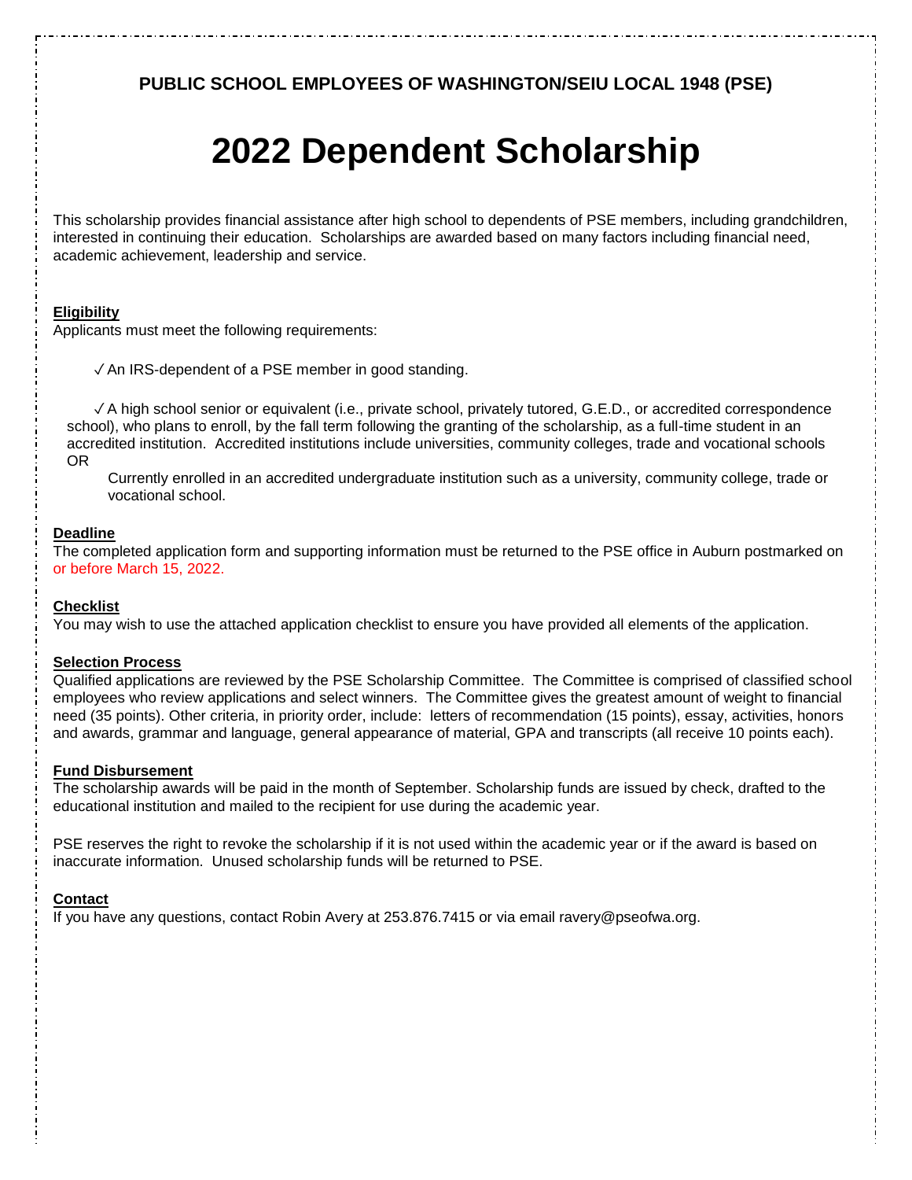**PUBLIC SCHOOL EMPLOYEES OF WASHINGTON/SEIU LOCAL 1948 (PSE)**

# 2022 Dependent Scholarship

This scholarship provides financial assistance after high school to dependents of PSE members, including grandchildren, interested in continuing their education. Scholarships are awarded based on many factors including financial need, academic achievement, leadership and service.

**Eligibility**

Applicants must meet the following requirements:

✓ An IRS-dependent of a PSE member in good standing.

✓ A high school senior or equivalent (i.e., private school, privately tutored, G.E.D., or accredited correspondence school), who plans to enroll, by the fall term following the granting of the scholarship, as a full-time student in an accredited institution. Accredited institutions include universities, community colleges, trade and vocational schools OR

Currently enrolled in an accredited undergraduate institution such as a university, community college, trade or vocational school.

**Deadline**

The completed application form and supporting information must be returned to the PSE office in Auburn postmarked on or before March 15, 2022.

**Checklist**

You may wish to use the attached application checklist to ensure you have provided all elements of the application.

**Selection Process**

Qualified applications are reviewed by the PSE Scholarship Committee. The Committee is comprised of classified school employees who review applications and select winners. The Committee gives the greatest amount of weight to financial need (35 points). Other criteria, in priority order, include: letters of recommendation (15 points), essay, activities, honors and awards, grammar and language, general appearance of material, GPA and transcripts (all receive 10 points each).

**Fund Disbursement**

The scholarship awards will be paid in the month of September. Scholarship funds are issued by check, drafted to the educational institution and mailed to the recipient for use during the academic year.

PSE reserves the right to revoke the scholarship if it is not used within the academic year or if the award is based on inaccurate information. Unused scholarship funds will be returned to PSE.

**Contact**

If you have any questions, contact Robin Avery at 253.876.7415 or via email ravery@pseofwa.org.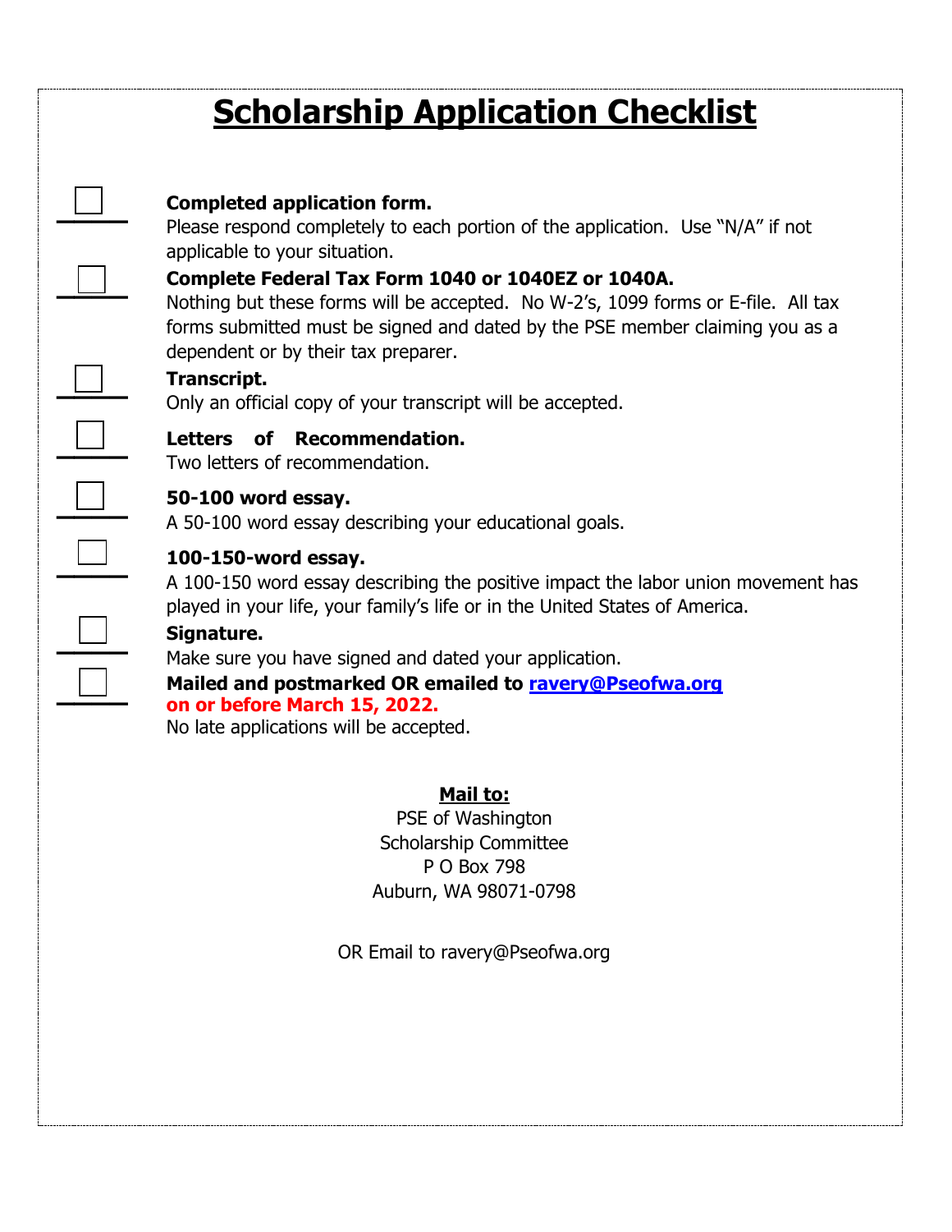# Scholarship Application Checklist

- [ ] **Completed application form.**
  Please respond completely to each portion of the application. Use "N/A" if not applicable to your situation.

- [ ] **Complete Federal Tax Form 1040 or 1040EZ or 1040A.**
  Nothing but these forms will be accepted. No W-2's, 1099 forms or E-file. All tax forms submitted must be signed and dated by the PSE member claiming you as a dependent or by their tax preparer.

- [ ] **Transcript.**
  Only an official copy of your transcript will be accepted.

- [ ] **Letters of Recommendation.**
  Two letters of recommendation.

- [ ] **50-100 word essay.**
  A 50-100 word essay describing your educational goals.

- [ ] **100-150-word essay.**
  A 100-150 word essay describing the positive impact the labor union movement has played in your life, your family's life or in the United States of America.

- [ ] **Signature.**
  Make sure you have signed and dated your application.

- [ ] **Mailed and postmarked OR emailed to ravery@Pseofwa.org on or before March 15, 2022.**
  No late applications will be accepted.

**Mail to:**

PSE of Washington
Scholarship Committee
P O Box 798
Auburn, WA 98071-0798

OR Email to ravery@Pseofwa.org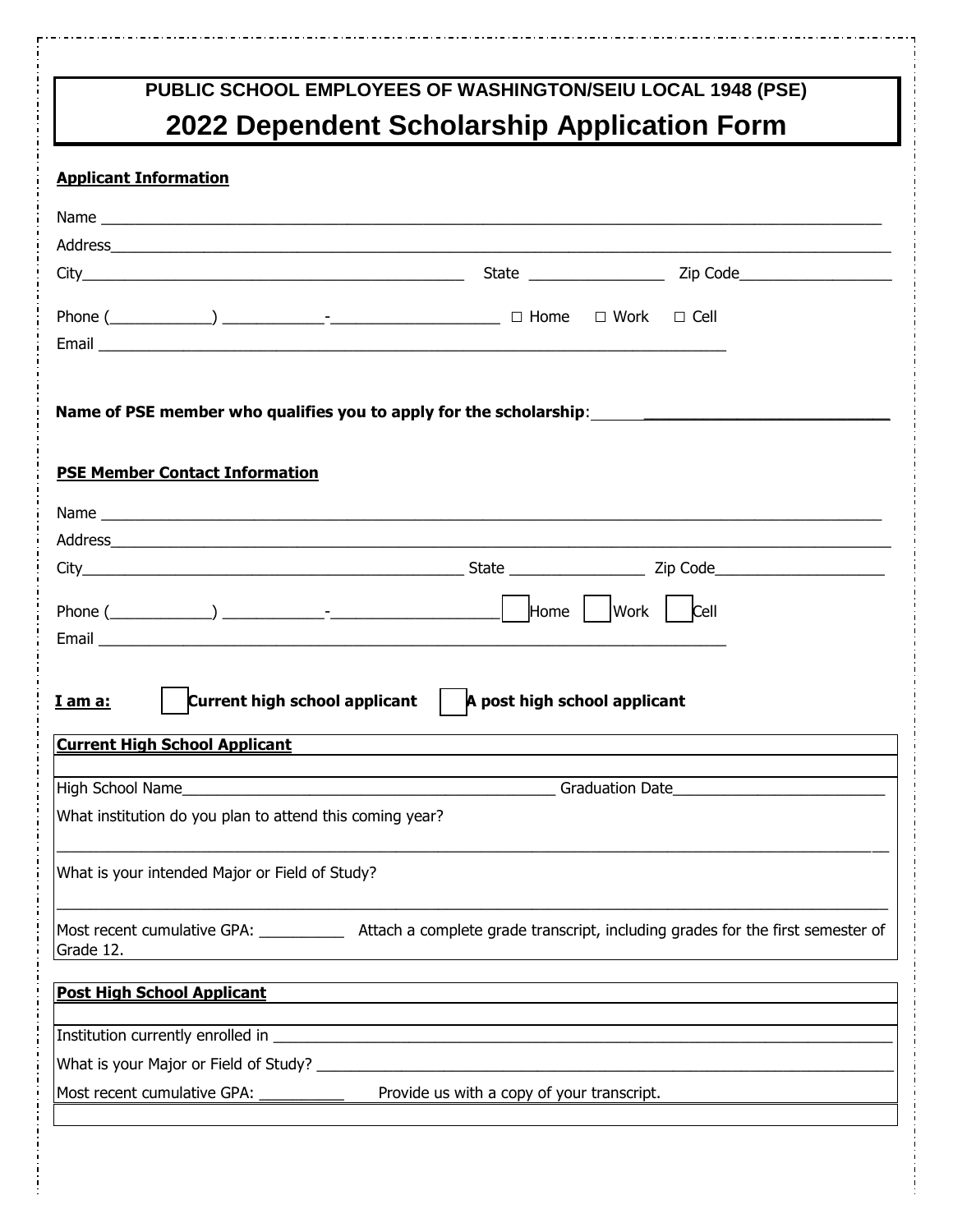# PUBLIC SCHOOL EMPLOYEES OF WASHINGTON/SEIU LOCAL 1948 (PSE)

## 2022 Dependent Scholarship Application Form

**Applicant Information**

Name ______________________________________________________________________________

Address_____________________________________________________________________________

City_________________________________________ State ________________ Zip Code__________________

Phone (____________) ____________-____________________ ☐ Home ☐ Work ☐ Cell

Email ______________________________________________________________________

**Name of PSE member who qualifies you to apply for the scholarship**: ___________________________

**PSE Member Contact Information**

Name ______________________________________________________________________________

Address_____________________________________________________________________________

City_________________________________________ State ________________ Zip Code____________________

Phone (____________) ____________-____________________ ☐ Home ☐ Work ☐ Cell

Email ______________________________________________________________________

**I am a:** ☐ **Current high school applicant** ☐ **A post high school applicant**

**Current High School Applicant**

High School Name____________________________________________ Graduation Date_________________________

What institution do you plan to attend this coming year?

_____________________________________________________________________________________________

What is your intended Major or Field of Study?

_____________________________________________________________________________________________

Most recent cumulative GPA: __________ Attach a complete grade transcript, including grades for the first semester of Grade 12.

**Post High School Applicant**

Institution currently enrolled in ___________________________________________________________________

What is your Major or Field of Study? _______________________________________________________________

Most recent cumulative GPA: __________ Provide us with a copy of your transcript.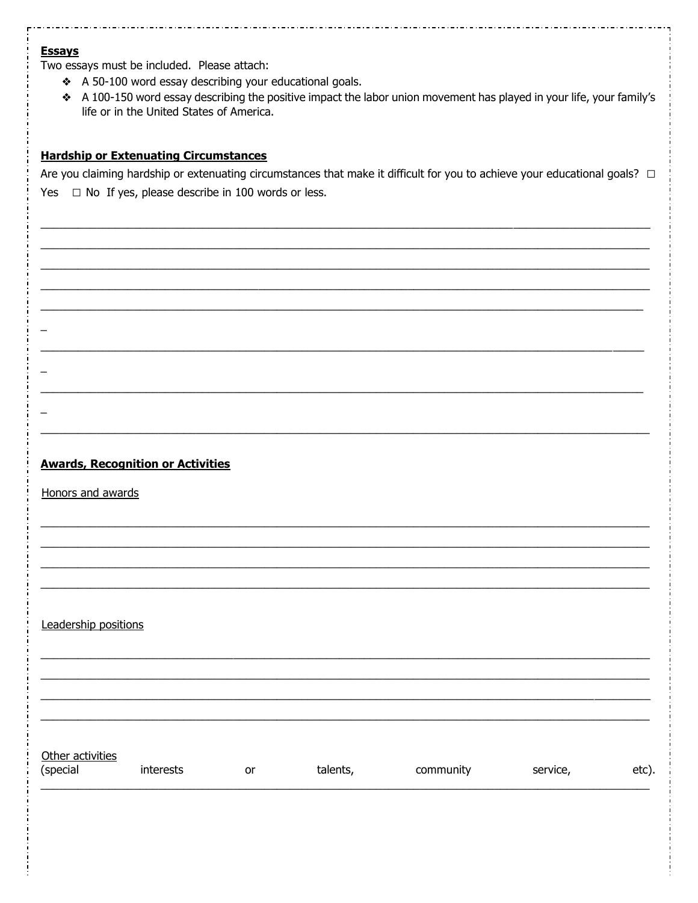**Essays**

Two essays must be included. Please attach:

- A 50-100 word essay describing your educational goals.
- A 100-150 word essay describing the positive impact the labor union movement has played in your life, your family's life or in the United States of America.

**Hardship or Extenuating Circumstances**

Are you claiming hardship or extenuating circumstances that make it difficult for you to achieve your educational goals? ☐ Yes ☐ No If yes, please describe in 100 words or less.

______________________________________________________________________________________

______________________________________________________________________________________

______________________________________________________________________________________

______________________________________________________________________________________

______________________________________________________________________________________

______________________________________________________________________________________

______________________________________________________________________________________

______________________________________________________________________________________

**Awards, Recognition or Activities**

Honors and awards

______________________________________________________________________________________

______________________________________________________________________________________

______________________________________________________________________________________

______________________________________________________________________________________

Leadership positions

______________________________________________________________________________________

______________________________________________________________________________________

______________________________________________________________________________________

______________________________________________________________________________________

Other activities (special interests or talents, community service, etc).

______________________________________________________________________________________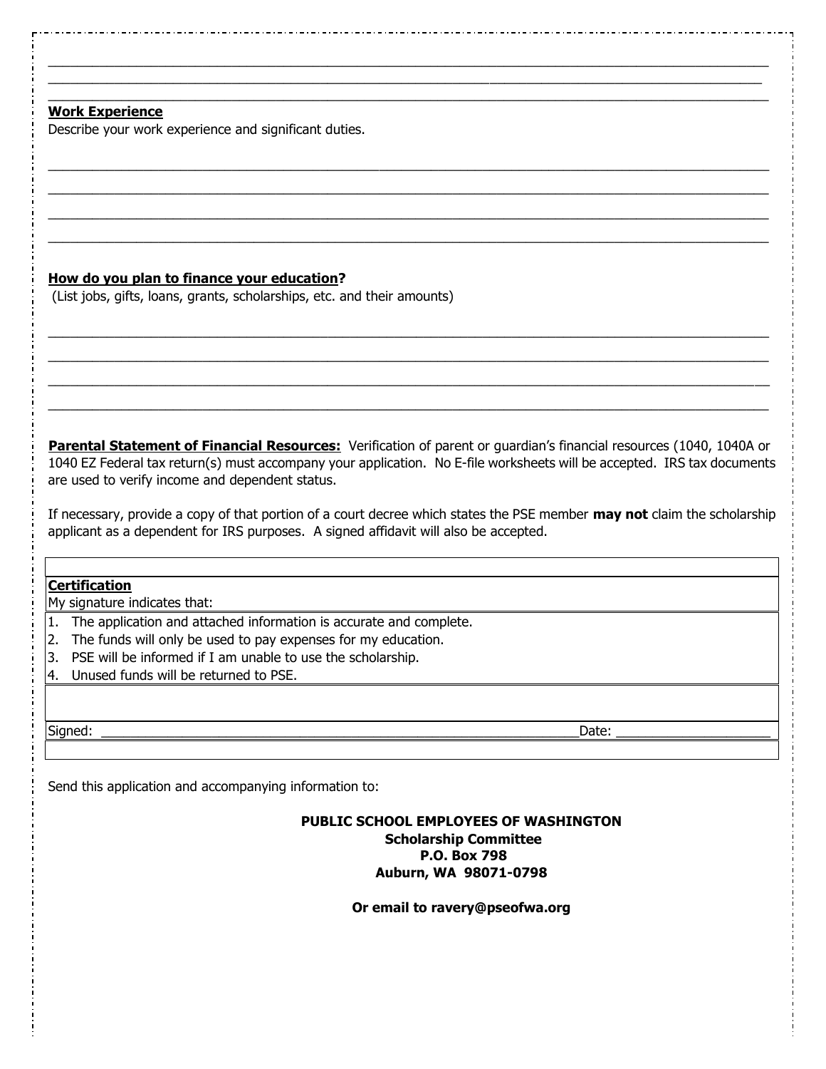\_\_\_\_\_\_\_\_\_\_\_\_\_\_\_\_\_\_\_\_\_\_\_\_\_\_\_\_\_\_\_\_\_\_\_\_\_\_\_\_\_\_\_\_\_\_\_\_\_\_\_\_\_\_\_\_\_\_\_\_\_\_\_\_\_\_\_\_\_\_\_\_\_\_\_\_\_\_

\_\_\_\_\_\_\_\_\_\_\_\_\_\_\_\_\_\_\_\_\_\_\_\_\_\_\_\_\_\_\_\_\_\_\_\_\_\_\_\_\_\_\_\_\_\_\_\_\_\_\_\_\_\_\_\_\_\_\_\_\_\_\_\_\_\_\_\_\_\_\_\_\_\_\_\_\_\_

\_\_\_\_\_\_\_\_\_\_\_\_\_\_\_\_\_\_\_\_\_\_\_\_\_\_\_\_\_\_\_\_\_\_\_\_\_\_\_\_\_\_\_\_\_\_\_\_\_\_\_\_\_\_\_\_\_\_\_\_\_\_\_\_\_\_\_\_\_\_\_\_\_\_\_\_\_\_

**Work Experience**

Describe your work experience and significant duties.

\_\_\_\_\_\_\_\_\_\_\_\_\_\_\_\_\_\_\_\_\_\_\_\_\_\_\_\_\_\_\_\_\_\_\_\_\_\_\_\_\_\_\_\_\_\_\_\_\_\_\_\_\_\_\_\_\_\_\_\_\_\_\_\_\_\_\_\_\_\_\_\_\_\_\_\_\_\_

\_\_\_\_\_\_\_\_\_\_\_\_\_\_\_\_\_\_\_\_\_\_\_\_\_\_\_\_\_\_\_\_\_\_\_\_\_\_\_\_\_\_\_\_\_\_\_\_\_\_\_\_\_\_\_\_\_\_\_\_\_\_\_\_\_\_\_\_\_\_\_\_\_\_\_\_\_\_

\_\_\_\_\_\_\_\_\_\_\_\_\_\_\_\_\_\_\_\_\_\_\_\_\_\_\_\_\_\_\_\_\_\_\_\_\_\_\_\_\_\_\_\_\_\_\_\_\_\_\_\_\_\_\_\_\_\_\_\_\_\_\_\_\_\_\_\_\_\_\_\_\_\_\_\_\_\_

\_\_\_\_\_\_\_\_\_\_\_\_\_\_\_\_\_\_\_\_\_\_\_\_\_\_\_\_\_\_\_\_\_\_\_\_\_\_\_\_\_\_\_\_\_\_\_\_\_\_\_\_\_\_\_\_\_\_\_\_\_\_\_\_\_\_\_\_\_\_\_\_\_\_\_\_\_\_

**How do you plan to finance your education?**

(List jobs, gifts, loans, grants, scholarships, etc. and their amounts)

\_\_\_\_\_\_\_\_\_\_\_\_\_\_\_\_\_\_\_\_\_\_\_\_\_\_\_\_\_\_\_\_\_\_\_\_\_\_\_\_\_\_\_\_\_\_\_\_\_\_\_\_\_\_\_\_\_\_\_\_\_\_\_\_\_\_\_\_\_\_\_\_\_\_\_\_\_\_

\_\_\_\_\_\_\_\_\_\_\_\_\_\_\_\_\_\_\_\_\_\_\_\_\_\_\_\_\_\_\_\_\_\_\_\_\_\_\_\_\_\_\_\_\_\_\_\_\_\_\_\_\_\_\_\_\_\_\_\_\_\_\_\_\_\_\_\_\_\_\_\_\_\_\_\_\_\_

\_\_\_\_\_\_\_\_\_\_\_\_\_\_\_\_\_\_\_\_\_\_\_\_\_\_\_\_\_\_\_\_\_\_\_\_\_\_\_\_\_\_\_\_\_\_\_\_\_\_\_\_\_\_\_\_\_\_\_\_\_\_\_\_\_\_\_\_\_\_\_\_\_\_\_\_\_\_

\_\_\_\_\_\_\_\_\_\_\_\_\_\_\_\_\_\_\_\_\_\_\_\_\_\_\_\_\_\_\_\_\_\_\_\_\_\_\_\_\_\_\_\_\_\_\_\_\_\_\_\_\_\_\_\_\_\_\_\_\_\_\_\_\_\_\_\_\_\_\_\_\_\_\_\_\_\_

**Parental Statement of Financial Resources:** Verification of parent or guardian's financial resources (1040, 1040A or 1040 EZ Federal tax return(s) must accompany your application. No E-file worksheets will be accepted. IRS tax documents are used to verify income and dependent status.

If necessary, provide a copy of that portion of a court decree which states the PSE member **may not** claim the scholarship applicant as a dependent for IRS purposes. A signed affidavit will also be accepted.

**Certification**

My signature indicates that:

1. The application and attached information is accurate and complete.
2. The funds will only be used to pay expenses for my education.
3. PSE will be informed if I am unable to use the scholarship.
4. Unused funds will be returned to PSE.

Signed: \_\_\_\_\_\_\_\_\_\_\_\_\_\_\_\_\_\_\_\_\_\_\_\_\_\_\_\_\_\_\_\_\_\_\_\_\_\_\_\_\_\_\_\_\_\_\_\_\_\_\_\_ Date: \_\_\_\_\_\_\_\_\_\_\_\_\_\_\_\_\_\_\_\_

Send this application and accompanying information to:

**PUBLIC SCHOOL EMPLOYEES OF WASHINGTON**
**Scholarship Committee**
**P.O. Box 798**
**Auburn, WA 98071-0798**

**Or email to ravery@pseofwa.org**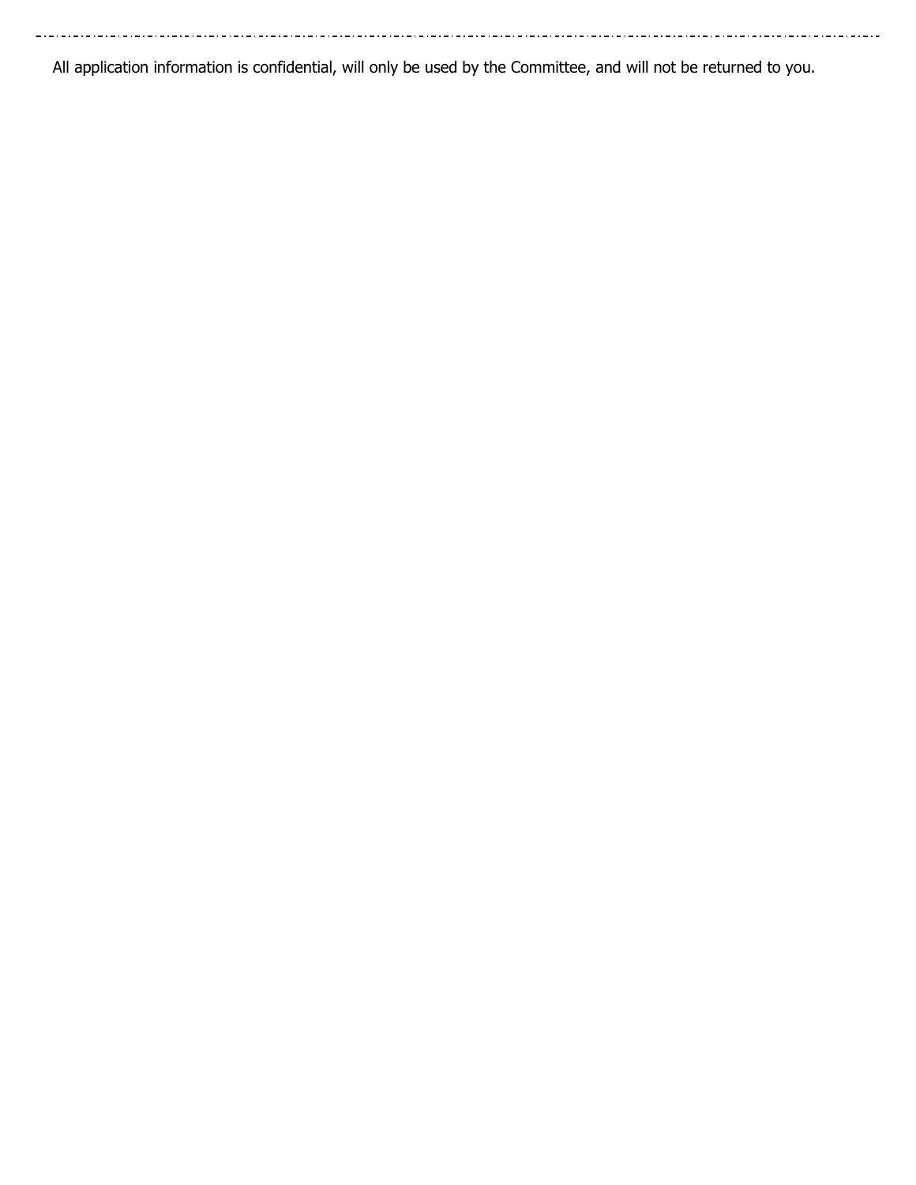All application information is confidential, will only be used by the Committee, and will not be returned to you.